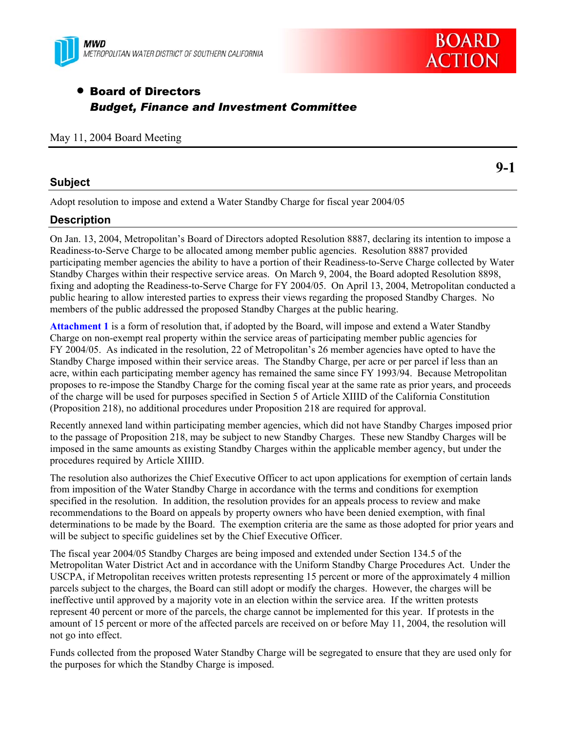MWD
METROPOLITAN WATER DISTRICT OF SOUTHERN CALIFORNIA

BOARD ACTION

- **Board of Directors**
  ***Budget, Finance and Investment Committee***

May 11, 2004 Board Meeting

**9-1**

## Subject

Adopt resolution to impose and extend a Water Standby Charge for fiscal year 2004/05

## Description

On Jan. 13, 2004, Metropolitan's Board of Directors adopted Resolution 8887, declaring its intention to impose a Readiness-to-Serve Charge to be allocated among member public agencies. Resolution 8887 provided participating member agencies the ability to have a portion of their Readiness-to-Serve Charge collected by Water Standby Charges within their respective service areas. On March 9, 2004, the Board adopted Resolution 8898, fixing and adopting the Readiness-to-Serve Charge for FY 2004/05. On April 13, 2004, Metropolitan conducted a public hearing to allow interested parties to express their views regarding the proposed Standby Charges. No members of the public addressed the proposed Standby Charges at the public hearing.

**Attachment 1** is a form of resolution that, if adopted by the Board, will impose and extend a Water Standby Charge on non-exempt real property within the service areas of participating member public agencies for FY 2004/05. As indicated in the resolution, 22 of Metropolitan's 26 member agencies have opted to have the Standby Charge imposed within their service areas. The Standby Charge, per acre or per parcel if less than an acre, within each participating member agency has remained the same since FY 1993/94. Because Metropolitan proposes to re-impose the Standby Charge for the coming fiscal year at the same rate as prior years, and proceeds of the charge will be used for purposes specified in Section 5 of Article XIIID of the California Constitution (Proposition 218), no additional procedures under Proposition 218 are required for approval.

Recently annexed land within participating member agencies, which did not have Standby Charges imposed prior to the passage of Proposition 218, may be subject to new Standby Charges. These new Standby Charges will be imposed in the same amounts as existing Standby Charges within the applicable member agency, but under the procedures required by Article XIIID.

The resolution also authorizes the Chief Executive Officer to act upon applications for exemption of certain lands from imposition of the Water Standby Charge in accordance with the terms and conditions for exemption specified in the resolution. In addition, the resolution provides for an appeals process to review and make recommendations to the Board on appeals by property owners who have been denied exemption, with final determinations to be made by the Board. The exemption criteria are the same as those adopted for prior years and will be subject to specific guidelines set by the Chief Executive Officer.

The fiscal year 2004/05 Standby Charges are being imposed and extended under Section 134.5 of the Metropolitan Water District Act and in accordance with the Uniform Standby Charge Procedures Act. Under the USCPA, if Metropolitan receives written protests representing 15 percent or more of the approximately 4 million parcels subject to the charges, the Board can still adopt or modify the charges. However, the charges will be ineffective until approved by a majority vote in an election within the service area. If the written protests represent 40 percent or more of the parcels, the charge cannot be implemented for this year. If protests in the amount of 15 percent or more of the affected parcels are received on or before May 11, 2004, the resolution will not go into effect.

Funds collected from the proposed Water Standby Charge will be segregated to ensure that they are used only for the purposes for which the Standby Charge is imposed.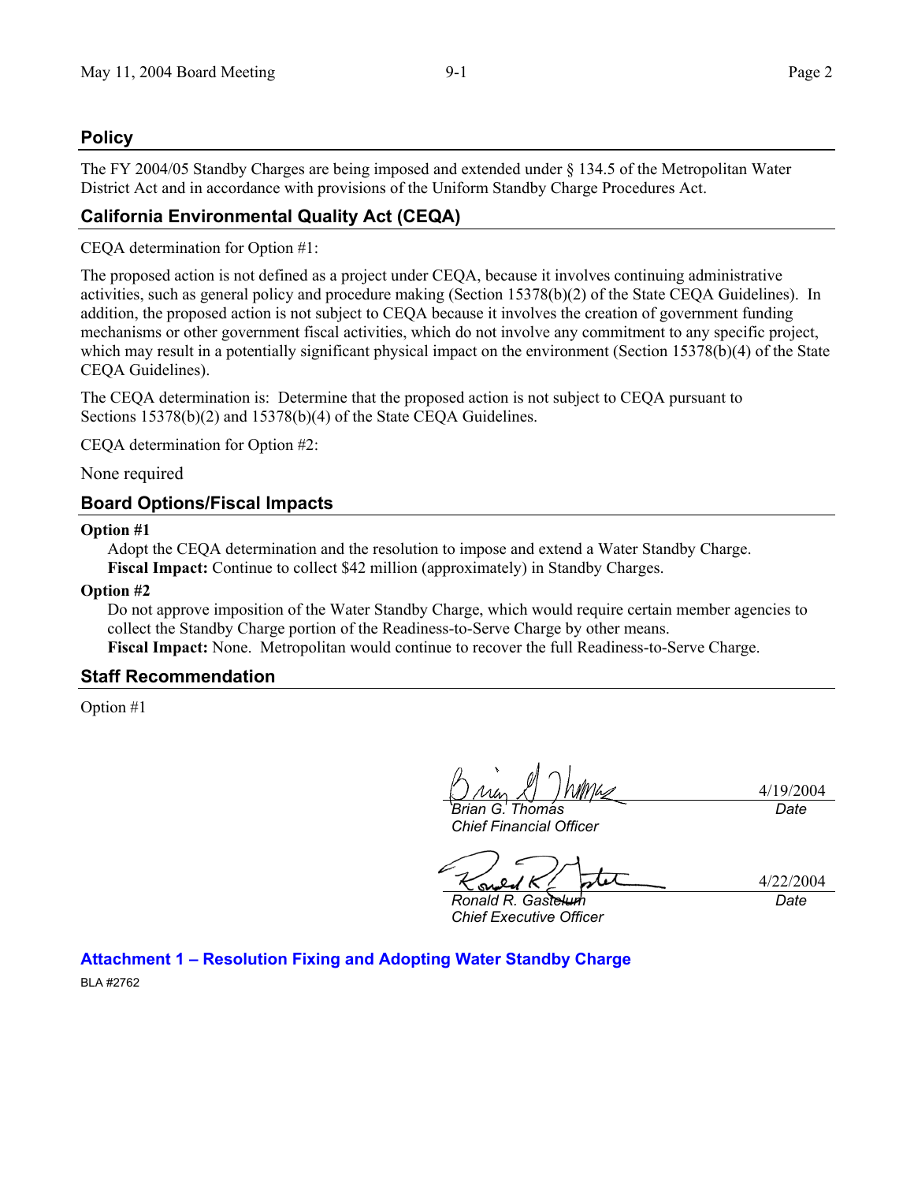## Policy

The FY 2004/05 Standby Charges are being imposed and extended under § 134.5 of the Metropolitan Water District Act and in accordance with provisions of the Uniform Standby Charge Procedures Act.

## California Environmental Quality Act (CEQA)

CEQA determination for Option #1:

The proposed action is not defined as a project under CEQA, because it involves continuing administrative activities, such as general policy and procedure making (Section 15378(b)(2) of the State CEQA Guidelines). In addition, the proposed action is not subject to CEQA because it involves the creation of government funding mechanisms or other government fiscal activities, which do not involve any commitment to any specific project, which may result in a potentially significant physical impact on the environment (Section 15378(b)(4) of the State CEQA Guidelines).

The CEQA determination is: Determine that the proposed action is not subject to CEQA pursuant to Sections 15378(b)(2) and 15378(b)(4) of the State CEQA Guidelines.

CEQA determination for Option #2:

None required

## Board Options/Fiscal Impacts

**Option #1**

Adopt the CEQA determination and the resolution to impose and extend a Water Standby Charge.
**Fiscal Impact:** Continue to collect $42 million (approximately) in Standby Charges.

**Option #2**

Do not approve imposition of the Water Standby Charge, which would require certain member agencies to collect the Standby Charge portion of the Readiness-to-Serve Charge by other means.
**Fiscal Impact:** None. Metropolitan would continue to recover the full Readiness-to-Serve Charge.

## Staff Recommendation

Option #1

*Brian G. Thomas*
*Chief Financial Officer*
4/19/2004
*Date*

*Ronald R. Gastelum*
*Chief Executive Officer*
4/22/2004
*Date*

**Attachment 1 – Resolution Fixing and Adopting Water Standby Charge**

BLA #2762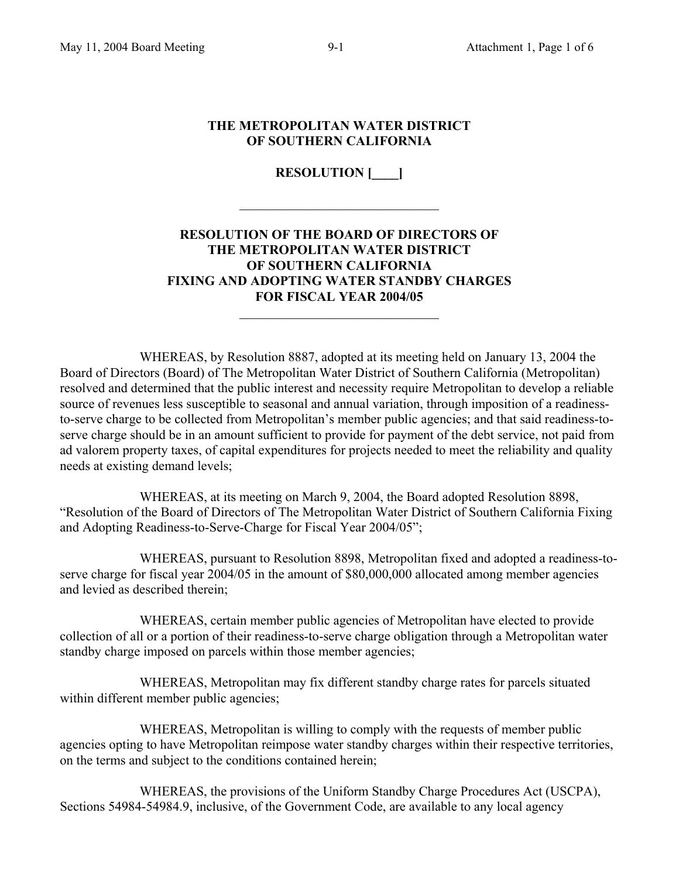**THE METROPOLITAN WATER DISTRICT OF SOUTHERN CALIFORNIA**

**RESOLUTION [____]**

---

**RESOLUTION OF THE BOARD OF DIRECTORS OF THE METROPOLITAN WATER DISTRICT OF SOUTHERN CALIFORNIA FIXING AND ADOPTING WATER STANDBY CHARGES FOR FISCAL YEAR 2004/05**

---

WHEREAS, by Resolution 8887, adopted at its meeting held on January 13, 2004 the Board of Directors (Board) of The Metropolitan Water District of Southern California (Metropolitan) resolved and determined that the public interest and necessity require Metropolitan to develop a reliable source of revenues less susceptible to seasonal and annual variation, through imposition of a readiness-to-serve charge to be collected from Metropolitan's member public agencies; and that said readiness-to-serve charge should be in an amount sufficient to provide for payment of the debt service, not paid from ad valorem property taxes, of capital expenditures for projects needed to meet the reliability and quality needs at existing demand levels;

WHEREAS, at its meeting on March 9, 2004, the Board adopted Resolution 8898, "Resolution of the Board of Directors of The Metropolitan Water District of Southern California Fixing and Adopting Readiness-to-Serve-Charge for Fiscal Year 2004/05";

WHEREAS, pursuant to Resolution 8898, Metropolitan fixed and adopted a readiness-to-serve charge for fiscal year 2004/05 in the amount of $80,000,000 allocated among member agencies and levied as described therein;

WHEREAS, certain member public agencies of Metropolitan have elected to provide collection of all or a portion of their readiness-to-serve charge obligation through a Metropolitan water standby charge imposed on parcels within those member agencies;

WHEREAS, Metropolitan may fix different standby charge rates for parcels situated within different member public agencies;

WHEREAS, Metropolitan is willing to comply with the requests of member public agencies opting to have Metropolitan reimpose water standby charges within their respective territories, on the terms and subject to the conditions contained herein;

WHEREAS, the provisions of the Uniform Standby Charge Procedures Act (USCPA), Sections 54984-54984.9, inclusive, of the Government Code, are available to any local agency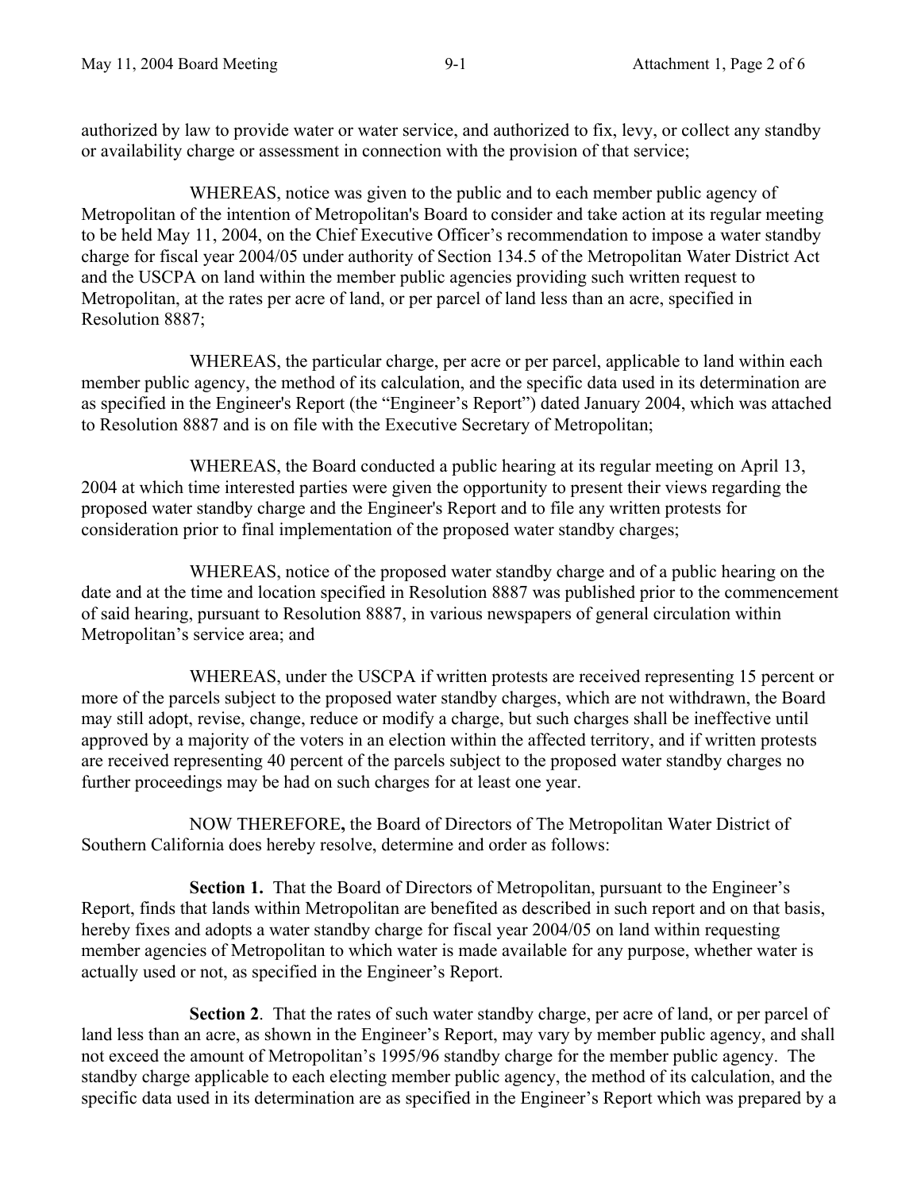authorized by law to provide water or water service, and authorized to fix, levy, or collect any standby or availability charge or assessment in connection with the provision of that service;

WHEREAS, notice was given to the public and to each member public agency of Metropolitan of the intention of Metropolitan's Board to consider and take action at its regular meeting to be held May 11, 2004, on the Chief Executive Officer's recommendation to impose a water standby charge for fiscal year 2004/05 under authority of Section 134.5 of the Metropolitan Water District Act and the USCPA on land within the member public agencies providing such written request to Metropolitan, at the rates per acre of land, or per parcel of land less than an acre, specified in Resolution 8887;

WHEREAS, the particular charge, per acre or per parcel, applicable to land within each member public agency, the method of its calculation, and the specific data used in its determination are as specified in the Engineer's Report (the "Engineer's Report") dated January 2004, which was attached to Resolution 8887 and is on file with the Executive Secretary of Metropolitan;

WHEREAS, the Board conducted a public hearing at its regular meeting on April 13, 2004 at which time interested parties were given the opportunity to present their views regarding the proposed water standby charge and the Engineer's Report and to file any written protests for consideration prior to final implementation of the proposed water standby charges;

WHEREAS, notice of the proposed water standby charge and of a public hearing on the date and at the time and location specified in Resolution 8887 was published prior to the commencement of said hearing, pursuant to Resolution 8887, in various newspapers of general circulation within Metropolitan's service area; and

WHEREAS, under the USCPA if written protests are received representing 15 percent or more of the parcels subject to the proposed water standby charges, which are not withdrawn, the Board may still adopt, revise, change, reduce or modify a charge, but such charges shall be ineffective until approved by a majority of the voters in an election within the affected territory, and if written protests are received representing 40 percent of the parcels subject to the proposed water standby charges no further proceedings may be had on such charges for at least one year.

NOW THEREFORE**,** the Board of Directors of The Metropolitan Water District of Southern California does hereby resolve, determine and order as follows:

**Section 1.** That the Board of Directors of Metropolitan, pursuant to the Engineer's Report, finds that lands within Metropolitan are benefited as described in such report and on that basis, hereby fixes and adopts a water standby charge for fiscal year 2004/05 on land within requesting member agencies of Metropolitan to which water is made available for any purpose, whether water is actually used or not, as specified in the Engineer's Report.

**Section 2**. That the rates of such water standby charge, per acre of land, or per parcel of land less than an acre, as shown in the Engineer's Report, may vary by member public agency, and shall not exceed the amount of Metropolitan's 1995/96 standby charge for the member public agency. The standby charge applicable to each electing member public agency, the method of its calculation, and the specific data used in its determination are as specified in the Engineer's Report which was prepared by a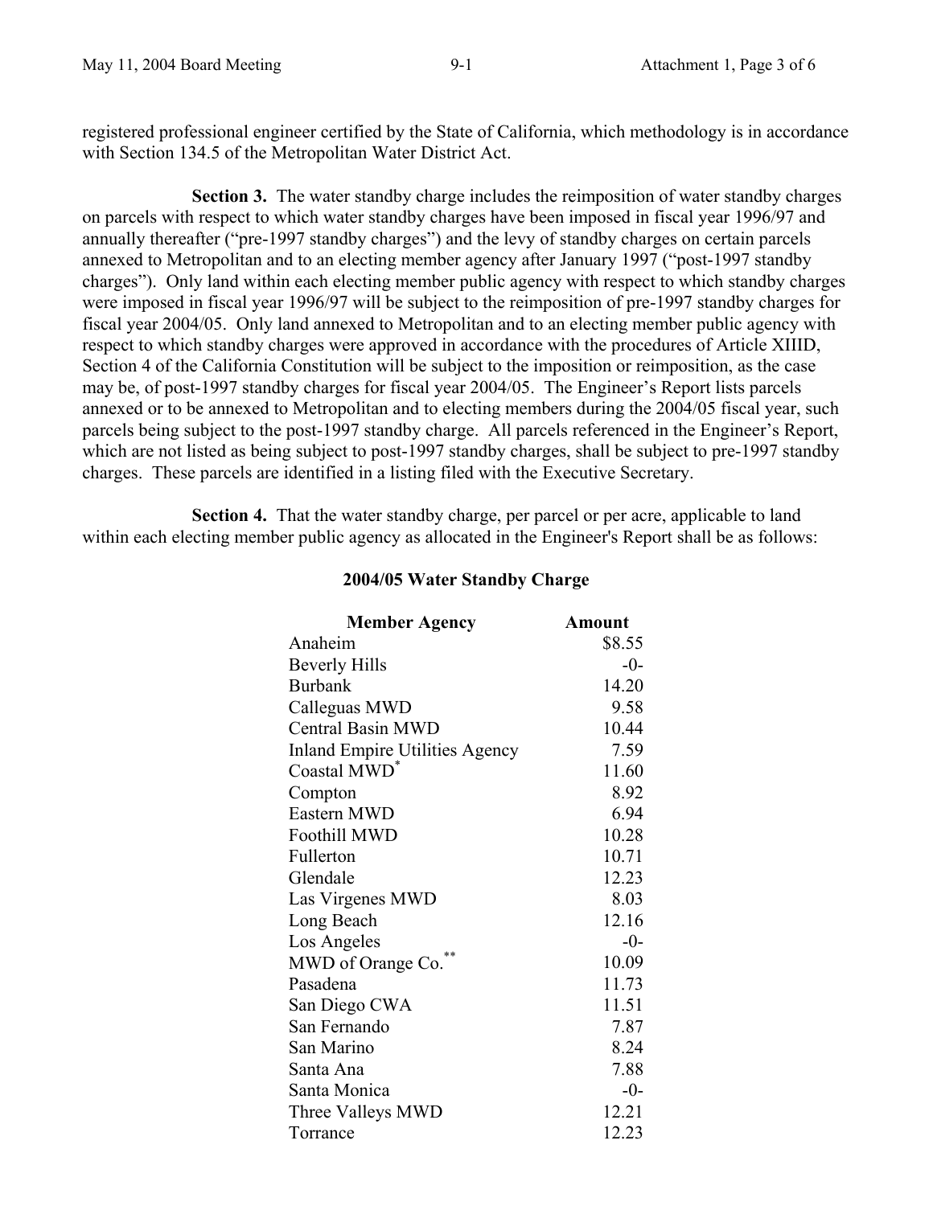registered professional engineer certified by the State of California, which methodology is in accordance with Section 134.5 of the Metropolitan Water District Act.

**Section 3.** The water standby charge includes the reimposition of water standby charges on parcels with respect to which water standby charges have been imposed in fiscal year 1996/97 and annually thereafter ("pre-1997 standby charges") and the levy of standby charges on certain parcels annexed to Metropolitan and to an electing member agency after January 1997 ("post-1997 standby charges"). Only land within each electing member public agency with respect to which standby charges were imposed in fiscal year 1996/97 will be subject to the reimposition of pre-1997 standby charges for fiscal year 2004/05. Only land annexed to Metropolitan and to an electing member public agency with respect to which standby charges were approved in accordance with the procedures of Article XIIID, Section 4 of the California Constitution will be subject to the imposition or reimposition, as the case may be, of post-1997 standby charges for fiscal year 2004/05. The Engineer's Report lists parcels annexed or to be annexed to Metropolitan and to electing members during the 2004/05 fiscal year, such parcels being subject to the post-1997 standby charge. All parcels referenced in the Engineer's Report, which are not listed as being subject to post-1997 standby charges, shall be subject to pre-1997 standby charges. These parcels are identified in a listing filed with the Executive Secretary.

**Section 4.** That the water standby charge, per parcel or per acre, applicable to land within each electing member public agency as allocated in the Engineer's Report shall be as follows:

**2004/05 Water Standby Charge**

| Member Agency | Amount |
|---|---:|
| Anaheim | $8.55 |
| Beverly Hills | -0- |
| Burbank | 14.20 |
| Calleguas MWD | 9.58 |
| Central Basin MWD | 10.44 |
| Inland Empire Utilities Agency | 7.59 |
| Coastal MWD* | 11.60 |
| Compton | 8.92 |
| Eastern MWD | 6.94 |
| Foothill MWD | 10.28 |
| Fullerton | 10.71 |
| Glendale | 12.23 |
| Las Virgenes MWD | 8.03 |
| Long Beach | 12.16 |
| Los Angeles | -0- |
| MWD of Orange Co.** | 10.09 |
| Pasadena | 11.73 |
| San Diego CWA | 11.51 |
| San Fernando | 7.87 |
| San Marino | 8.24 |
| Santa Ana | 7.88 |
| Santa Monica | -0- |
| Three Valleys MWD | 12.21 |
| Torrance | 12.23 |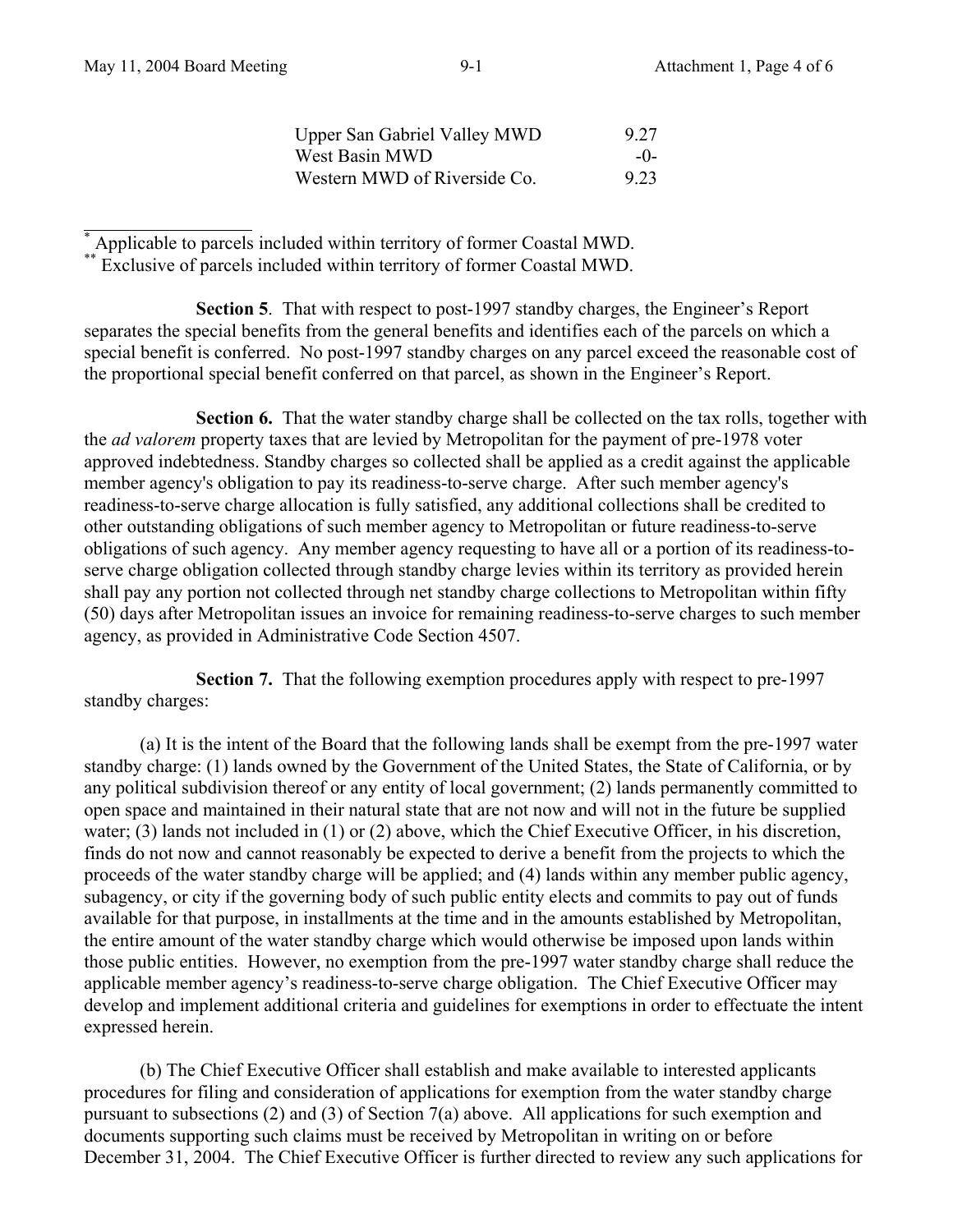| | |
|---|---|
| Upper San Gabriel Valley MWD | 9.27 |
| West Basin MWD | -0- |
| Western MWD of Riverside Co. | 9.23 |

---

[*] Applicable to parcels included within territory of former Coastal MWD.
[**] Exclusive of parcels included within territory of former Coastal MWD.

**Section 5**. That with respect to post-1997 standby charges, the Engineer's Report separates the special benefits from the general benefits and identifies each of the parcels on which a special benefit is conferred. No post-1997 standby charges on any parcel exceed the reasonable cost of the proportional special benefit conferred on that parcel, as shown in the Engineer's Report.

**Section 6.** That the water standby charge shall be collected on the tax rolls, together with the *ad valorem* property taxes that are levied by Metropolitan for the payment of pre-1978 voter approved indebtedness. Standby charges so collected shall be applied as a credit against the applicable member agency's obligation to pay its readiness-to-serve charge. After such member agency's readiness-to-serve charge allocation is fully satisfied, any additional collections shall be credited to other outstanding obligations of such member agency to Metropolitan or future readiness-to-serve obligations of such agency. Any member agency requesting to have all or a portion of its readiness-to-serve charge obligation collected through standby charge levies within its territory as provided herein shall pay any portion not collected through net standby charge collections to Metropolitan within fifty (50) days after Metropolitan issues an invoice for remaining readiness-to-serve charges to such member agency, as provided in Administrative Code Section 4507.

**Section 7.** That the following exemption procedures apply with respect to pre-1997 standby charges:

(a) It is the intent of the Board that the following lands shall be exempt from the pre-1997 water standby charge: (1) lands owned by the Government of the United States, the State of California, or by any political subdivision thereof or any entity of local government; (2) lands permanently committed to open space and maintained in their natural state that are not now and will not in the future be supplied water; (3) lands not included in (1) or (2) above, which the Chief Executive Officer, in his discretion, finds do not now and cannot reasonably be expected to derive a benefit from the projects to which the proceeds of the water standby charge will be applied; and (4) lands within any member public agency, subagency, or city if the governing body of such public entity elects and commits to pay out of funds available for that purpose, in installments at the time and in the amounts established by Metropolitan, the entire amount of the water standby charge which would otherwise be imposed upon lands within those public entities. However, no exemption from the pre-1997 water standby charge shall reduce the applicable member agency's readiness-to-serve charge obligation. The Chief Executive Officer may develop and implement additional criteria and guidelines for exemptions in order to effectuate the intent expressed herein.

(b) The Chief Executive Officer shall establish and make available to interested applicants procedures for filing and consideration of applications for exemption from the water standby charge pursuant to subsections (2) and (3) of Section 7(a) above. All applications for such exemption and documents supporting such claims must be received by Metropolitan in writing on or before December 31, 2004. The Chief Executive Officer is further directed to review any such applications for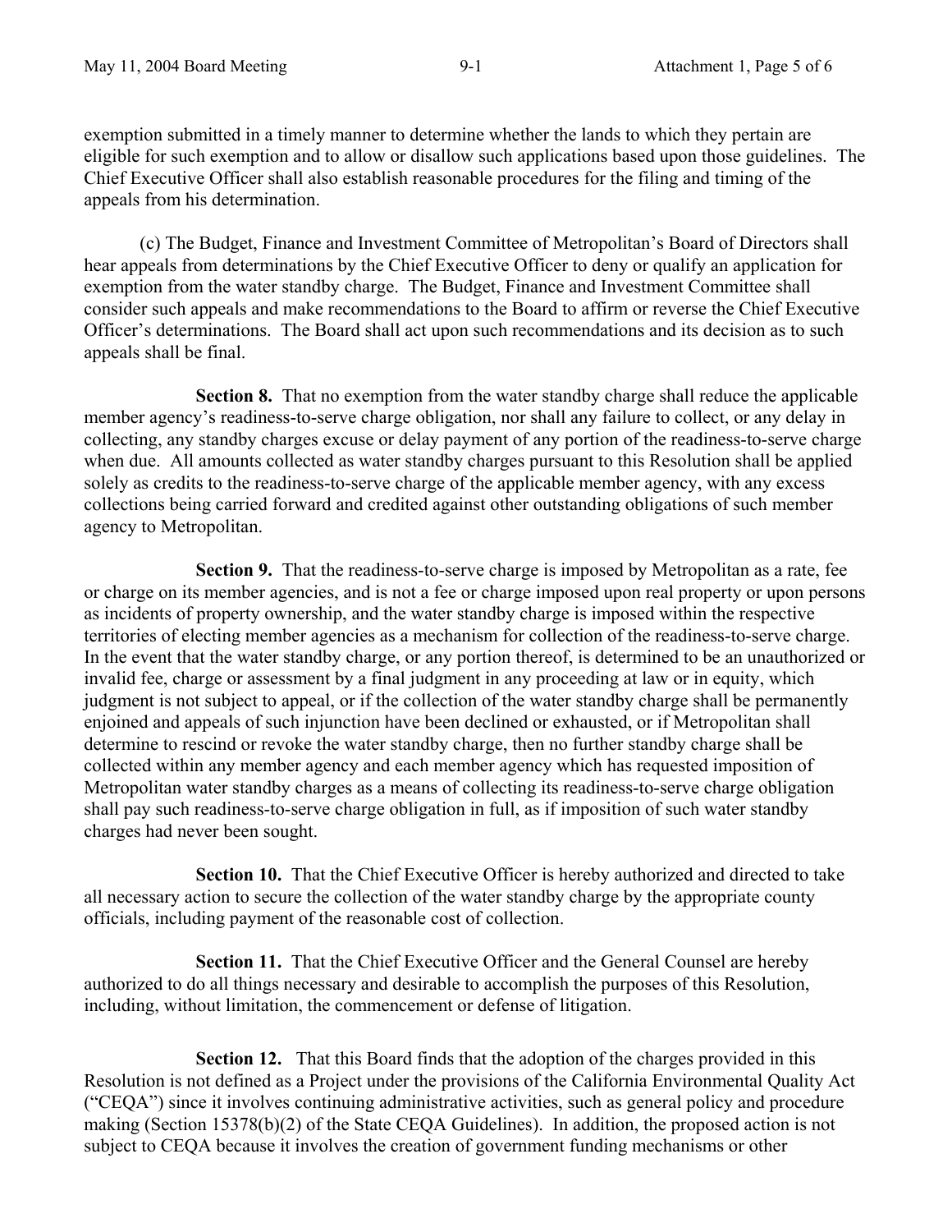exemption submitted in a timely manner to determine whether the lands to which they pertain are eligible for such exemption and to allow or disallow such applications based upon those guidelines. The Chief Executive Officer shall also establish reasonable procedures for the filing and timing of the appeals from his determination.

(c) The Budget, Finance and Investment Committee of Metropolitan's Board of Directors shall hear appeals from determinations by the Chief Executive Officer to deny or qualify an application for exemption from the water standby charge. The Budget, Finance and Investment Committee shall consider such appeals and make recommendations to the Board to affirm or reverse the Chief Executive Officer's determinations. The Board shall act upon such recommendations and its decision as to such appeals shall be final.

**Section 8.** That no exemption from the water standby charge shall reduce the applicable member agency's readiness-to-serve charge obligation, nor shall any failure to collect, or any delay in collecting, any standby charges excuse or delay payment of any portion of the readiness-to-serve charge when due. All amounts collected as water standby charges pursuant to this Resolution shall be applied solely as credits to the readiness-to-serve charge of the applicable member agency, with any excess collections being carried forward and credited against other outstanding obligations of such member agency to Metropolitan.

**Section 9.** That the readiness-to-serve charge is imposed by Metropolitan as a rate, fee or charge on its member agencies, and is not a fee or charge imposed upon real property or upon persons as incidents of property ownership, and the water standby charge is imposed within the respective territories of electing member agencies as a mechanism for collection of the readiness-to-serve charge. In the event that the water standby charge, or any portion thereof, is determined to be an unauthorized or invalid fee, charge or assessment by a final judgment in any proceeding at law or in equity, which judgment is not subject to appeal, or if the collection of the water standby charge shall be permanently enjoined and appeals of such injunction have been declined or exhausted, or if Metropolitan shall determine to rescind or revoke the water standby charge, then no further standby charge shall be collected within any member agency and each member agency which has requested imposition of Metropolitan water standby charges as a means of collecting its readiness-to-serve charge obligation shall pay such readiness-to-serve charge obligation in full, as if imposition of such water standby charges had never been sought.

**Section 10.** That the Chief Executive Officer is hereby authorized and directed to take all necessary action to secure the collection of the water standby charge by the appropriate county officials, including payment of the reasonable cost of collection.

**Section 11.** That the Chief Executive Officer and the General Counsel are hereby authorized to do all things necessary and desirable to accomplish the purposes of this Resolution, including, without limitation, the commencement or defense of litigation.

**Section 12.** That this Board finds that the adoption of the charges provided in this Resolution is not defined as a Project under the provisions of the California Environmental Quality Act ("CEQA") since it involves continuing administrative activities, such as general policy and procedure making (Section 15378(b)(2) of the State CEQA Guidelines). In addition, the proposed action is not subject to CEQA because it involves the creation of government funding mechanisms or other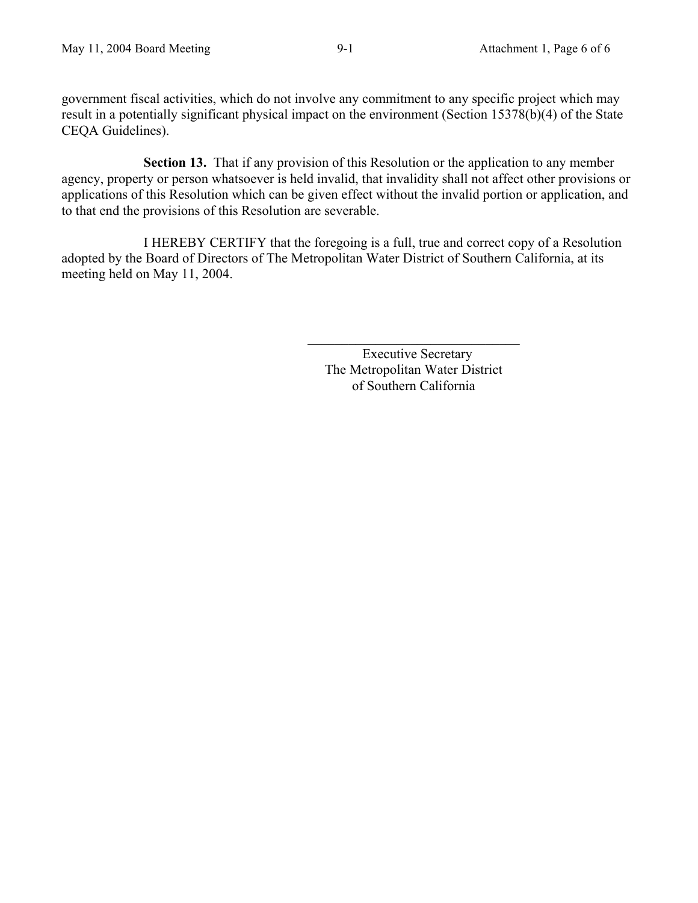government fiscal activities, which do not involve any commitment to any specific project which may result in a potentially significant physical impact on the environment (Section 15378(b)(4) of the State CEQA Guidelines).

**Section 13.** That if any provision of this Resolution or the application to any member agency, property or person whatsoever is held invalid, that invalidity shall not affect other provisions or applications of this Resolution which can be given effect without the invalid portion or application, and to that end the provisions of this Resolution are severable.

I HEREBY CERTIFY that the foregoing is a full, true and correct copy of a Resolution adopted by the Board of Directors of The Metropolitan Water District of Southern California, at its meeting held on May 11, 2004.

\_\_\_\_\_\_\_\_\_\_\_\_\_\_\_\_\_\_\_\_\_\_\_\_\_\_\_\_\_\_\_\_

Executive Secretary
The Metropolitan Water District
of Southern California